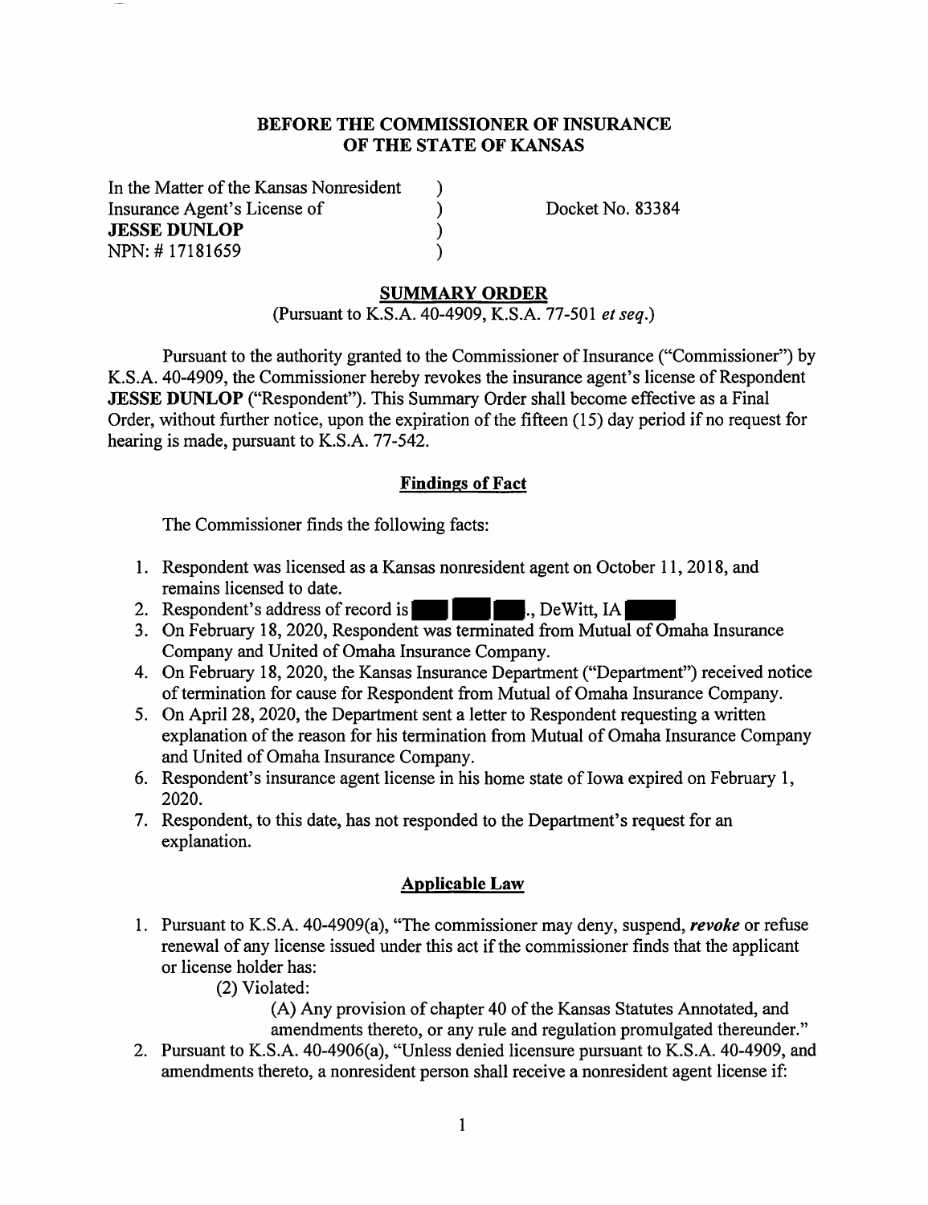**BEFORE THE COMMISSIONER OF INSURANCE**
**OF THE STATE OF KANSAS**

In the Matter of the Kansas Nonresident )
Insurance Agent's License of ) Docket No. 83384
**JESSE DUNLOP** )
NPN: # 17181659 )

## SUMMARY ORDER

(Pursuant to K.S.A. 40-4909, K.S.A. 77-501 *et seq.*)

Pursuant to the authority granted to the Commissioner of Insurance ("Commissioner") by K.S.A. 40-4909, the Commissioner hereby revokes the insurance agent's license of Respondent **JESSE DUNLOP** ("Respondent"). This Summary Order shall become effective as a Final Order, without further notice, upon the expiration of the fifteen (15) day period if no request for hearing is made, pursuant to K.S.A. 77-542.

### Findings of Fact

The Commissioner finds the following facts:

1. Respondent was licensed as a Kansas nonresident agent on October 11, 2018, and remains licensed to date.
2. Respondent's address of record is ███ ███ ███., DeWitt, IA ███
3. On February 18, 2020, Respondent was terminated from Mutual of Omaha Insurance Company and United of Omaha Insurance Company.
4. On February 18, 2020, the Kansas Insurance Department ("Department") received notice of termination for cause for Respondent from Mutual of Omaha Insurance Company.
5. On April 28, 2020, the Department sent a letter to Respondent requesting a written explanation of the reason for his termination from Mutual of Omaha Insurance Company and United of Omaha Insurance Company.
6. Respondent's insurance agent license in his home state of Iowa expired on February 1, 2020.
7. Respondent, to this date, has not responded to the Department's request for an explanation.

### Applicable Law

1. Pursuant to K.S.A. 40-4909(a), "The commissioner may deny, suspend, ***revoke*** or refuse renewal of any license issued under this act if the commissioner finds that the applicant or license holder has:

   (2) Violated:

   (A) Any provision of chapter 40 of the Kansas Statutes Annotated, and amendments thereto, or any rule and regulation promulgated thereunder."
2. Pursuant to K.S.A. 40-4906(a), "Unless denied licensure pursuant to K.S.A. 40-4909, and amendments thereto, a nonresident person shall receive a nonresident agent license if: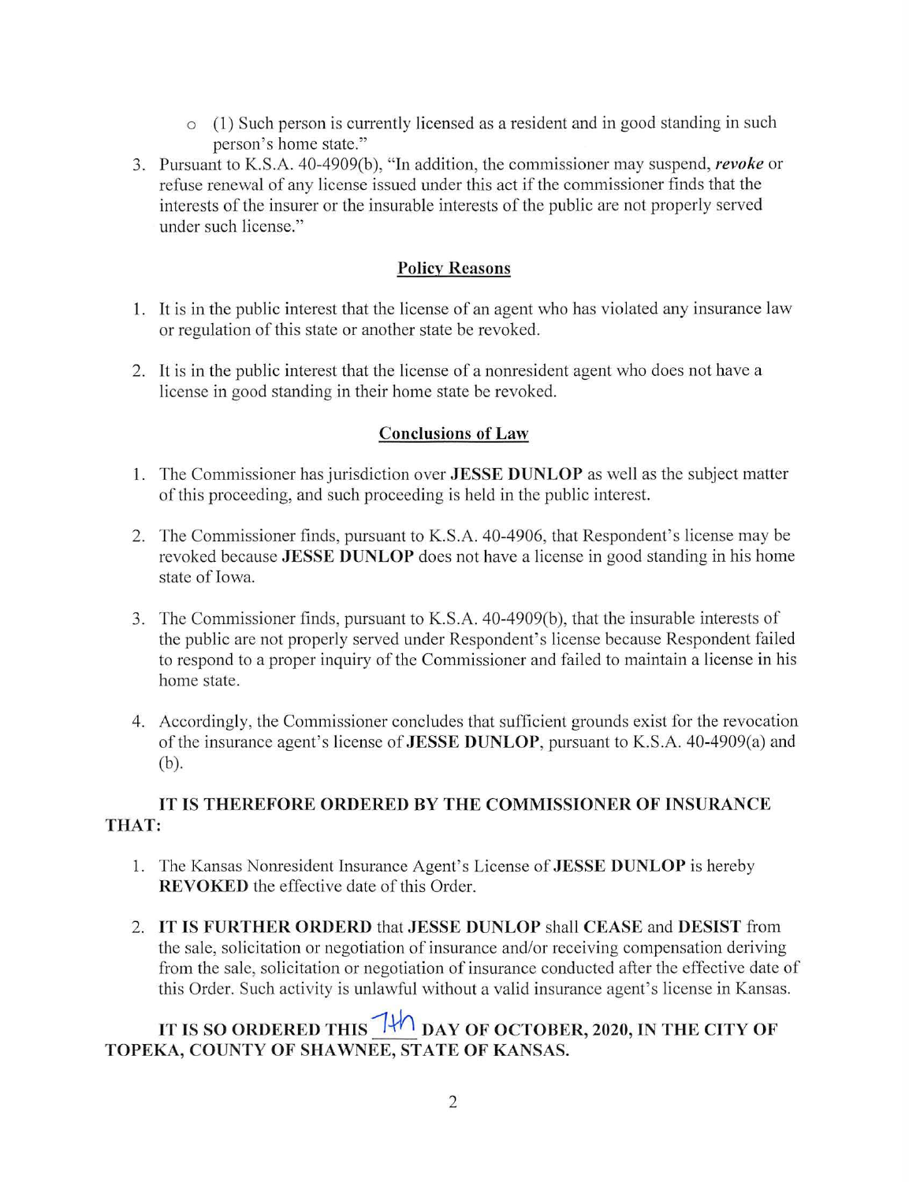- (1) Such person is currently licensed as a resident and in good standing in such person's home state."

3. Pursuant to K.S.A. 40-4909(b), "In addition, the commissioner may suspend, ***revoke*** or refuse renewal of any license issued under this act if the commissioner finds that the interests of the insurer or the insurable interests of the public are not properly served under such license."

## Policy Reasons

1. It is in the public interest that the license of an agent who has violated any insurance law or regulation of this state or another state be revoked.

2. It is in the public interest that the license of a nonresident agent who does not have a license in good standing in their home state be revoked.

## Conclusions of Law

1. The Commissioner has jurisdiction over **JESSE DUNLOP** as well as the subject matter of this proceeding, and such proceeding is held in the public interest.

2. The Commissioner finds, pursuant to K.S.A. 40-4906, that Respondent's license may be revoked because **JESSE DUNLOP** does not have a license in good standing in his home state of Iowa.

3. The Commissioner finds, pursuant to K.S.A. 40-4909(b), that the insurable interests of the public are not properly served under Respondent's license because Respondent failed to respond to a proper inquiry of the Commissioner and failed to maintain a license in his home state.

4. Accordingly, the Commissioner concludes that sufficient grounds exist for the revocation of the insurance agent's license of **JESSE DUNLOP**, pursuant to K.S.A. 40-4909(a) and (b).

**IT IS THEREFORE ORDERED BY THE COMMISSIONER OF INSURANCE THAT:**

1. The Kansas Nonresident Insurance Agent's License of **JESSE DUNLOP** is hereby **REVOKED** the effective date of this Order.

2. **IT IS FURTHER ORDERD** that **JESSE DUNLOP** shall **CEASE** and **DESIST** from the sale, solicitation or negotiation of insurance and/or receiving compensation deriving from the sale, solicitation or negotiation of insurance conducted after the effective date of this Order. Such activity is unlawful without a valid insurance agent's license in Kansas.

**IT IS SO ORDERED THIS 7th DAY OF OCTOBER, 2020, IN THE CITY OF TOPEKA, COUNTY OF SHAWNEE, STATE OF KANSAS.**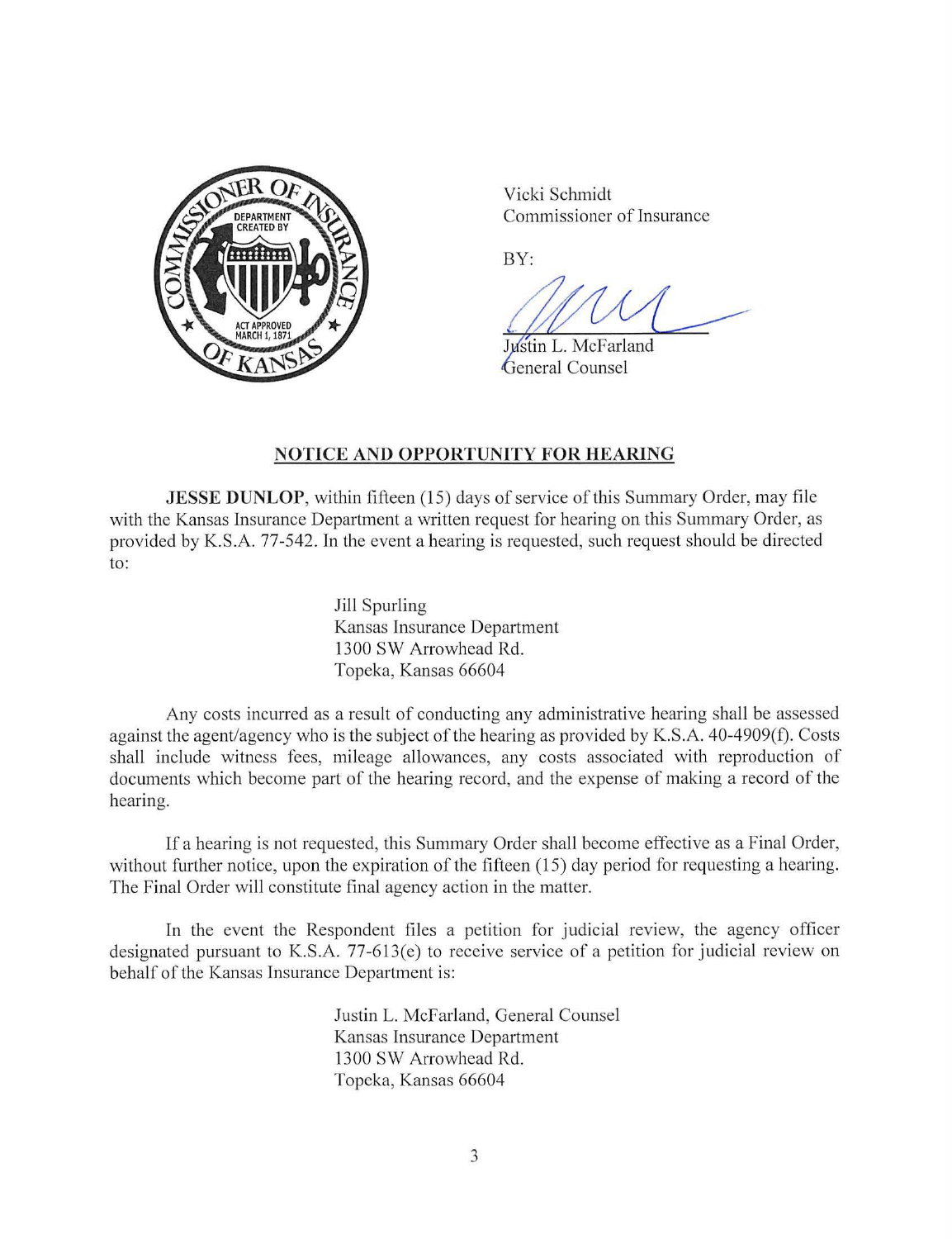Vicki Schmidt
Commissioner of Insurance

BY:

Justin L. McFarland
General Counsel

## NOTICE AND OPPORTUNITY FOR HEARING

**JESSE DUNLOP**, within fifteen (15) days of service of this Summary Order, may file with the Kansas Insurance Department a written request for hearing on this Summary Order, as provided by K.S.A. 77-542. In the event a hearing is requested, such request should be directed to:

> Jill Spurling
> Kansas Insurance Department
> 1300 SW Arrowhead Rd.
> Topeka, Kansas 66604

Any costs incurred as a result of conducting any administrative hearing shall be assessed against the agent/agency who is the subject of the hearing as provided by K.S.A. 40-4909(f). Costs shall include witness fees, mileage allowances, any costs associated with reproduction of documents which become part of the hearing record, and the expense of making a record of the hearing.

If a hearing is not requested, this Summary Order shall become effective as a Final Order, without further notice, upon the expiration of the fifteen (15) day period for requesting a hearing. The Final Order will constitute final agency action in the matter.

In the event the Respondent files a petition for judicial review, the agency officer designated pursuant to K.S.A. 77-613(e) to receive service of a petition for judicial review on behalf of the Kansas Insurance Department is:

> Justin L. McFarland, General Counsel
> Kansas Insurance Department
> 1300 SW Arrowhead Rd.
> Topeka, Kansas 66604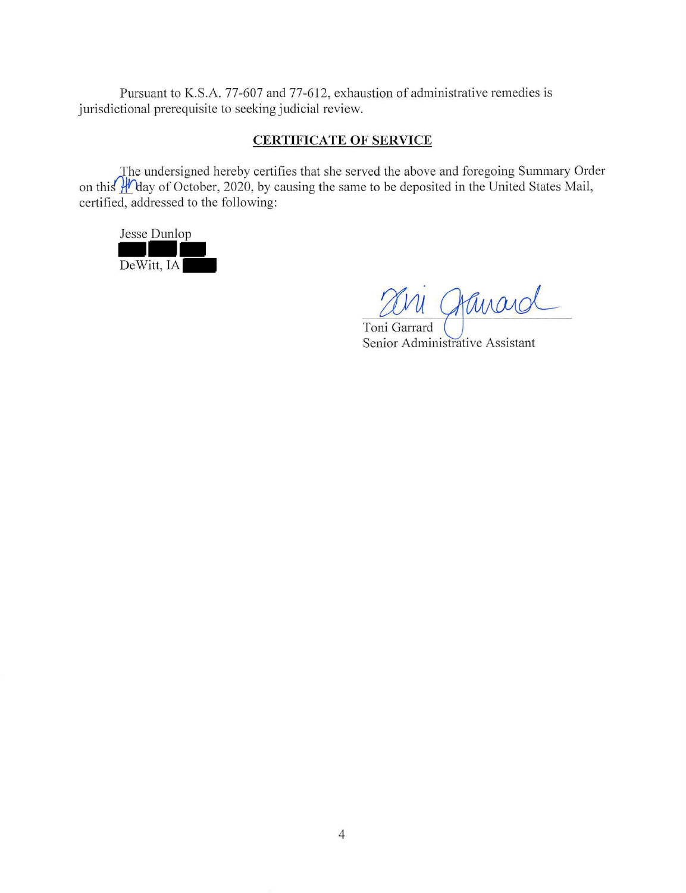Pursuant to K.S.A. 77-607 and 77-612, exhaustion of administrative remedies is jurisdictional prerequisite to seeking judicial review.

## CERTIFICATE OF SERVICE

The undersigned hereby certifies that she served the above and foregoing Summary Order on this 7th day of October, 2020, by causing the same to be deposited in the United States Mail, certified, addressed to the following:

Jesse Dunlop
██████████
DeWitt, IA █████

Toni Garrard
Toni Garrard
Senior Administrative Assistant